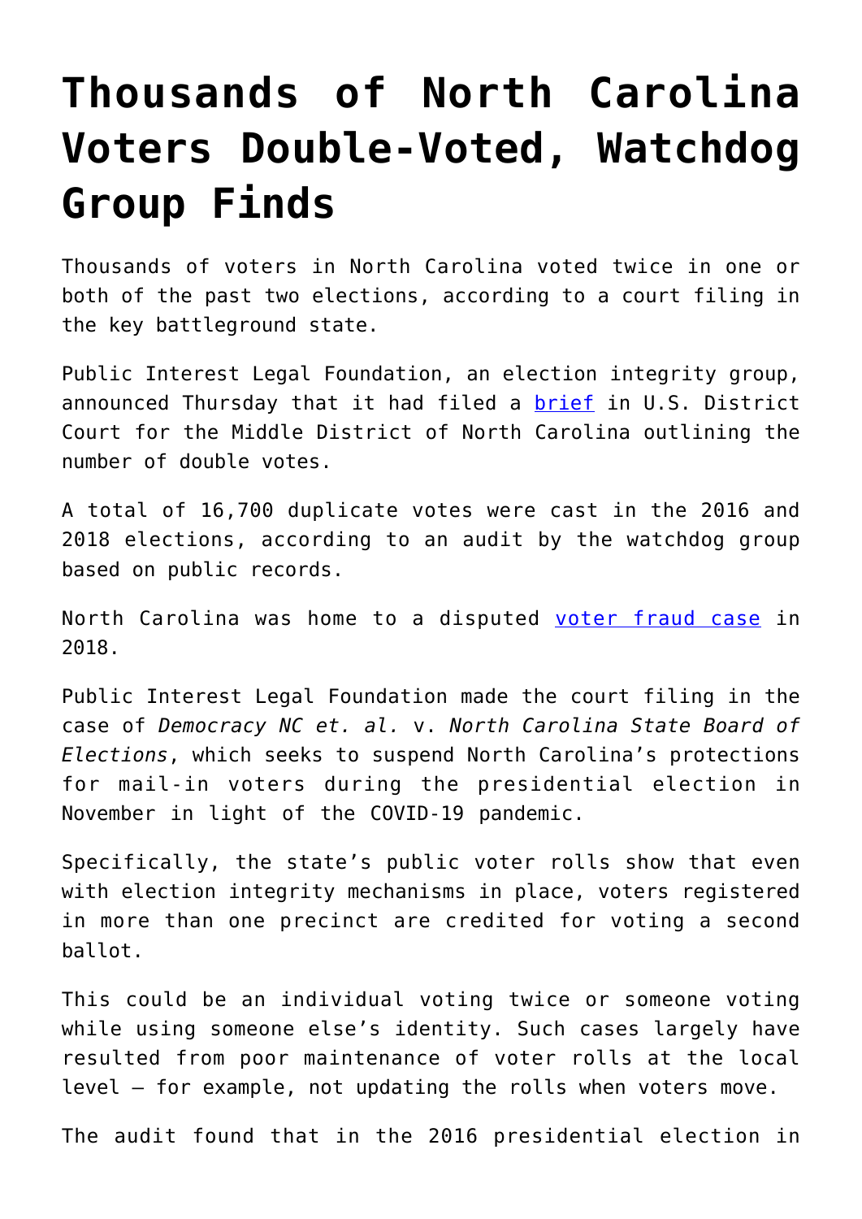# Thousands of North Carolina Voters Double-Voted, Watchdog Group Finds

Thousands of voters in North Carolina voted twice in one or both of the past two elections, according to a court filing in the key battleground state.

Public Interest Legal Foundation, an election integrity group, announced Thursday that it had filed a brief in U.S. District Court for the Middle District of North Carolina outlining the number of double votes.

A total of 16,700 duplicate votes were cast in the 2016 and 2018 elections, according to an audit by the watchdog group based on public records.

North Carolina was home to a disputed voter fraud case in 2018.

Public Interest Legal Foundation made the court filing in the case of *Democracy NC et. al.* v. *North Carolina State Board of Elections*, which seeks to suspend North Carolina's protections for mail-in voters during the presidential election in November in light of the COVID-19 pandemic.

Specifically, the state's public voter rolls show that even with election integrity mechanisms in place, voters registered in more than one precinct are credited for voting a second ballot.

This could be an individual voting twice or someone voting while using someone else's identity. Such cases largely have resulted from poor maintenance of voter rolls at the local level — for example, not updating the rolls when voters move.

The audit found that in the 2016 presidential election in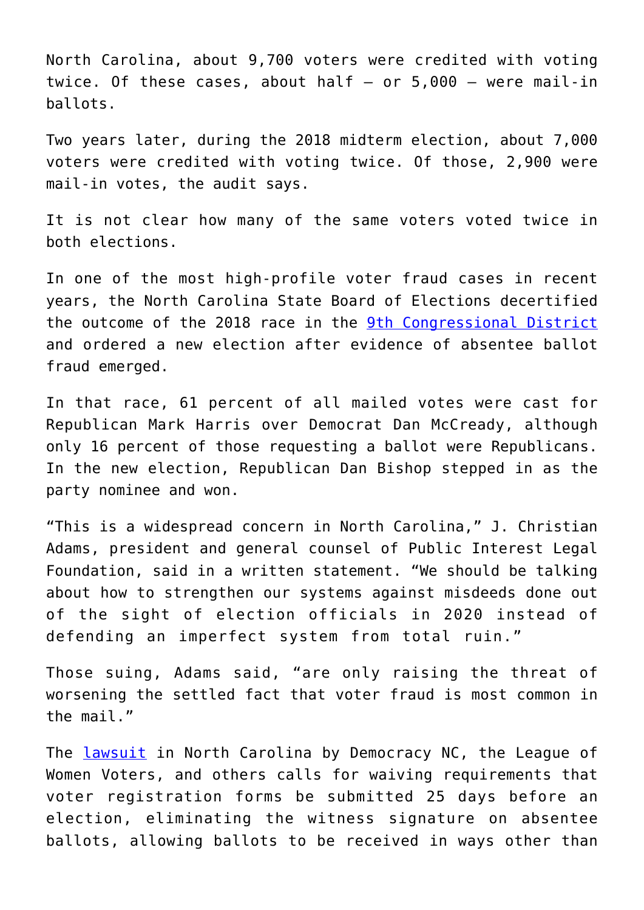North Carolina, about 9,700 voters were credited with voting twice. Of these cases, about half – or 5,000 – were mail-in ballots.

Two years later, during the 2018 midterm election, about 7,000 voters were credited with voting twice. Of those, 2,900 were mail-in votes, the audit says.

It is not clear how many of the same voters voted twice in both elections.

In one of the most high-profile voter fraud cases in recent years, the North Carolina State Board of Elections decertified the outcome of the 2018 race in the [9th Congressional District](#) and ordered a new election after evidence of absentee ballot fraud emerged.

In that race, 61 percent of all mailed votes were cast for Republican Mark Harris over Democrat Dan McCready, although only 16 percent of those requesting a ballot were Republicans. In the new election, Republican Dan Bishop stepped in as the party nominee and won.

"This is a widespread concern in North Carolina," J. Christian Adams, president and general counsel of Public Interest Legal Foundation, said in a written statement. "We should be talking about how to strengthen our systems against misdeeds done out of the sight of election officials in 2020 instead of defending an imperfect system from total ruin."

Those suing, Adams said, "are only raising the threat of worsening the settled fact that voter fraud is most common in the mail."

The [lawsuit](#) in North Carolina by Democracy NC, the League of Women Voters, and others calls for waiving requirements that voter registration forms be submitted 25 days before an election, eliminating the witness signature on absentee ballots, allowing ballots to be received in ways other than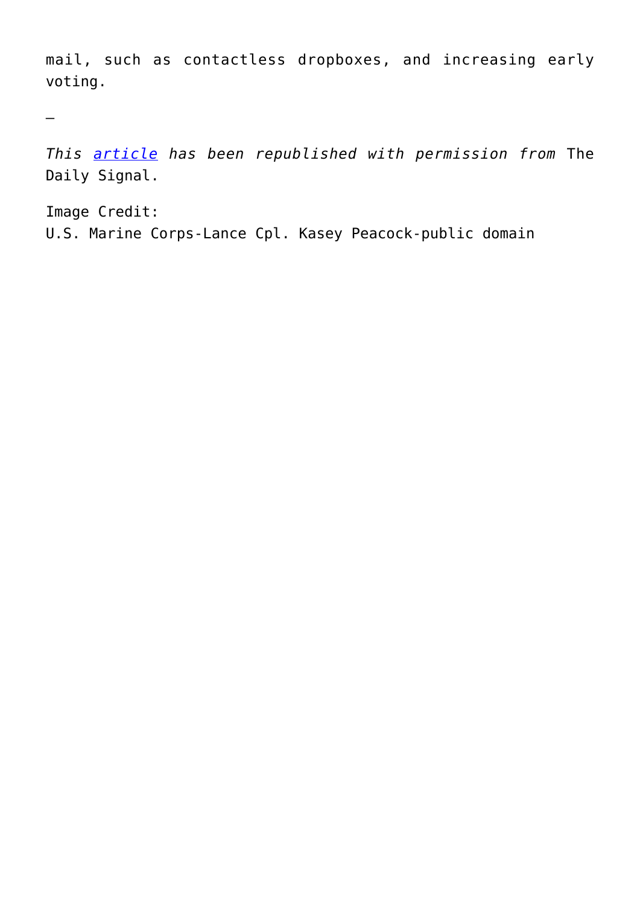mail, such as contactless dropboxes, and increasing early voting.

—

*This [article](article) has been republished with permission from* The Daily Signal.

Image Credit:
U.S. Marine Corps-Lance Cpl. Kasey Peacock-public domain